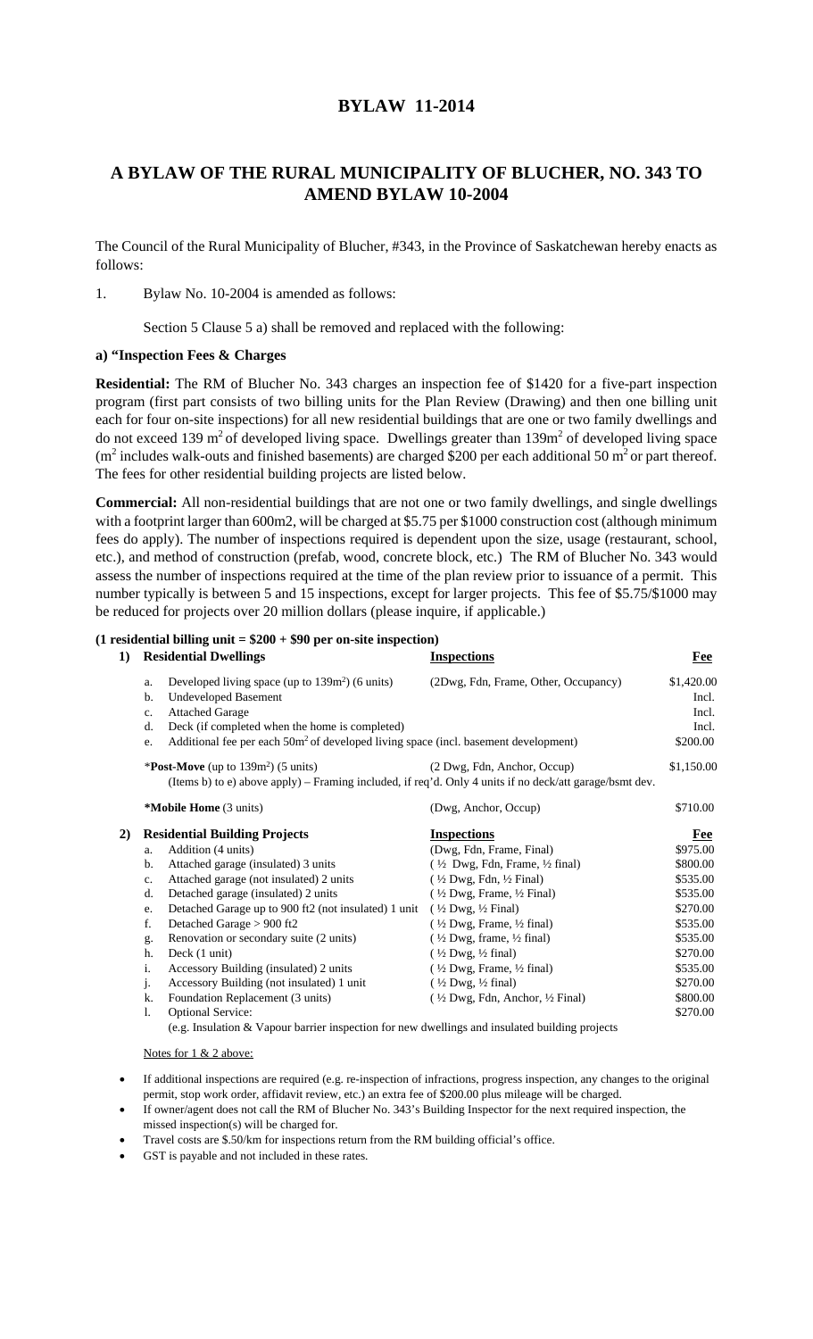# BYLAW 11-2014

## A BYLAW OF THE RURAL MUNICIPALITY OF BLUCHER, NO. 343 TO AMEND BYLAW 10-2004

The Council of the Rural Municipality of Blucher, #343, in the Province of Saskatchewan hereby enacts as follows:

1. Bylaw No. 10-2004 is amended as follows:

   Section 5 Clause 5 a) shall be removed and replaced with the following:

**a) "Inspection Fees & Charges**

**Residential:** The RM of Blucher No. 343 charges an inspection fee of $1420 for a five-part inspection program (first part consists of two billing units for the Plan Review (Drawing) and then one billing unit each for four on-site inspections) for all new residential buildings that are one or two family dwellings and do not exceed 139 $m^2$ of developed living space. Dwellings greater than 139$m^2$ of developed living space ($m^2$ includes walk-outs and finished basements) are charged $200 per each additional 50 $m^2$ or part thereof. The fees for other residential building projects are listed below.

**Commercial:** All non-residential buildings that are not one or two family dwellings, and single dwellings with a footprint larger than 600m2, will be charged at $5.75 per $1000 construction cost (although minimum fees do apply). The number of inspections required is dependent upon the size, usage (restaurant, school, etc.), and method of construction (prefab, wood, concrete block, etc.) The RM of Blucher No. 343 would assess the number of inspections required at the time of the plan review prior to issuance of a permit. This number typically is between 5 and 15 inspections, except for larger projects. This fee of $5.75/$1000 may be reduced for projects over 20 million dollars (please inquire, if applicable.)

**(1 residential billing unit = $200 + $90 per on-site inspection)**

| | | | **Inspections** | **Fee** |
|---|---|---|---|---|
| **1)** | | **Residential Dwellings** | | |
| | a. | Developed living space (up to 139$m^2$) (6 units) | (2Dwg, Fdn, Frame, Other, Occupancy) | $1,420.00 |
| | b. | Undeveloped Basement | | Incl. |
| | c. | Attached Garage | | Incl. |
| | d. | Deck (if completed when the home is completed) | | Incl. |
| | e. | Additional fee per each 50$m^2$ of developed living space (incl. basement development) | | $200.00 |
| | | ***Post-Move** (up to 139$m^2$) (5 units) | (2 Dwg, Fdn, Anchor, Occup) | $1,150.00 |
| | | (Items b) to e) above apply) – Framing included, if req'd. Only 4 units if no deck/att garage/bsmt dev. | | |
| | | ***Mobile Home** (3 units) | (Dwg, Anchor, Occup) | $710.00 |
| **2)** | | **Residential Building Projects** | **Inspections** | **Fee** |
| | a. | Addition (4 units) | (Dwg, Fdn, Frame, Final) | $975.00 |
| | b. | Attached garage (insulated) 3 units | ( ½ Dwg, Fdn, Frame, ½ final) | $800.00 |
| | c. | Attached garage (not insulated) 2 units | ( ½ Dwg, Fdn, ½ Final) | $535.00 |
| | d. | Detached garage (insulated) 2 units | ( ½ Dwg, Frame, ½ Final) | $535.00 |
| | e. | Detached Garage up to 900 ft2 (not insulated) 1 unit | ( ½ Dwg, ½ Final) | $270.00 |
| | f. | Detached Garage > 900 ft2 | ( ½ Dwg, Frame, ½ final) | $535.00 |
| | g. | Renovation or secondary suite (2 units) | ( ½ Dwg, frame, ½ final) | $535.00 |
| | h. | Deck (1 unit) | ( ½ Dwg, ½ final) | $270.00 |
| | i. | Accessory Building (insulated) 2 units | ( ½ Dwg, Frame, ½ final) | $535.00 |
| | j. | Accessory Building (not insulated) 1 unit | ( ½ Dwg, ½ final) | $270.00 |
| | k. | Foundation Replacement (3 units) | ( ½ Dwg, Fdn, Anchor, ½ Final) | $800.00 |
| | l. | Optional Service: | | $270.00 |
| | | (e.g. Insulation & Vapour barrier inspection for new dwellings and insulated building projects | | |

Notes for 1 & 2 above:

- If additional inspections are required (e.g. re-inspection of infractions, progress inspection, any changes to the original permit, stop work order, affidavit review, etc.) an extra fee of $200.00 plus mileage will be charged.
- If owner/agent does not call the RM of Blucher No. 343's Building Inspector for the next required inspection, the missed inspection(s) will be charged for.
- Travel costs are $.50/km for inspections return from the RM building official's office.
- GST is payable and not included in these rates.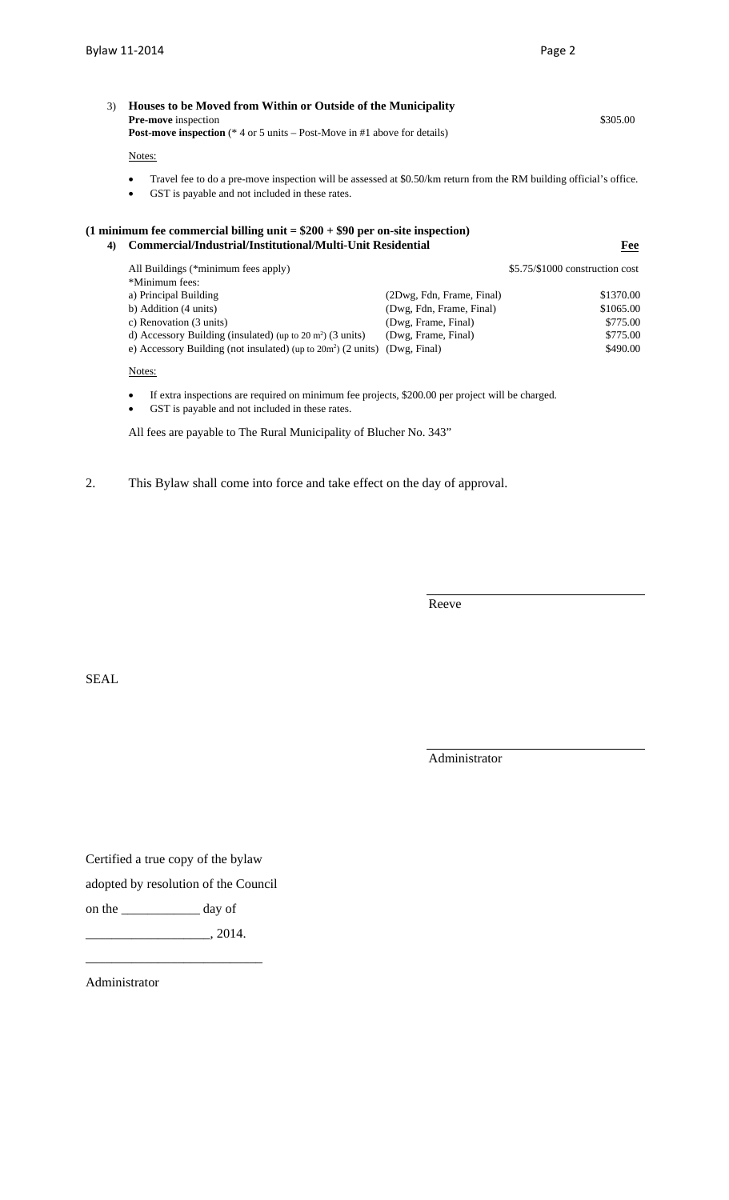3) **Houses to be Moved from Within or Outside of the Municipality**

**Pre-move** inspection $305.00

**Post-move inspection** (* 4 or 5 units – Post-Move in #1 above for details)

Notes:

- Travel fee to do a pre-move inspection will be assessed at $0.50/km return from the RM building official's office.
- GST is payable and not included in these rates.

**(1 minimum fee commercial billing unit = $200 + $90 per on-site inspection)**

**4) Commercial/Industrial/Institutional/Multi-Unit Residential**

| | | **Fee** |
|---|---|---|
| All Buildings (*minimum fees apply) | | $5.75/$1000 construction cost |
| *Minimum fees: | | |
| a) Principal Building | (2Dwg, Fdn, Frame, Final) | $1370.00 |
| b) Addition (4 units) | (Dwg, Fdn, Frame, Final) | $1065.00 |
| c) Renovation (3 units) | (Dwg, Frame, Final) | $775.00 |
| d) Accessory Building (insulated) (up to 20 m$^2$) (3 units) | (Dwg, Frame, Final) | $775.00 |
| e) Accessory Building (not insulated) (up to 20m$^2$) (2 units) | (Dwg, Final) | $490.00 |

Notes:

- If extra inspections are required on minimum fee projects, $200.00 per project will be charged.
- GST is payable and not included in these rates.

All fees are payable to The Rural Municipality of Blucher No. 343"

2. This Bylaw shall come into force and take effect on the day of approval.

Reeve

SEAL

Administrator

Certified a true copy of the bylaw

adopted by resolution of the Council

on the ____________ day of

___________________, 2014.

___________________________

Administrator